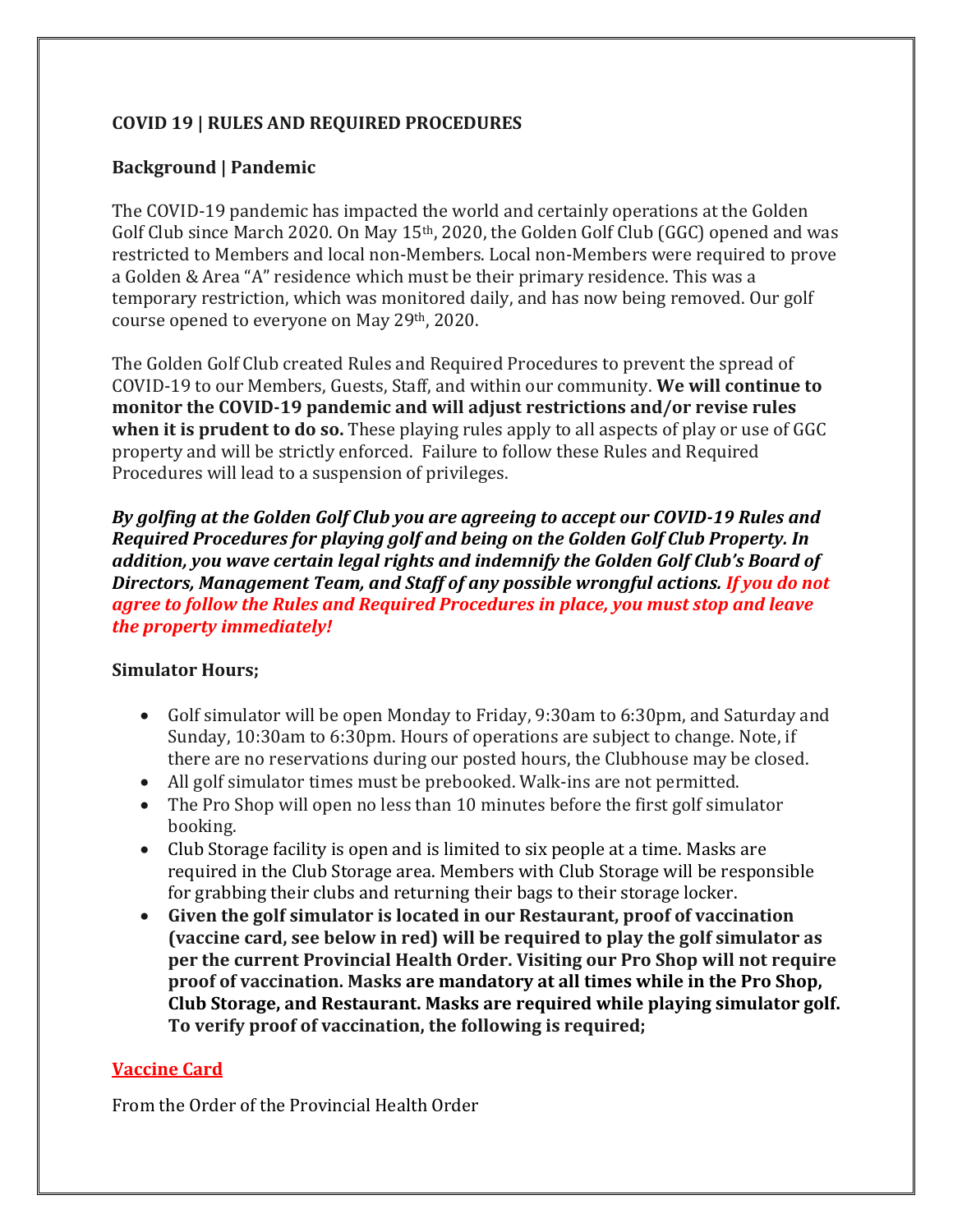## COVID 19 | RULES AND REQUIRED PROCEDURES

### Background | Pandemic

The COVID-19 pandemic has impacted the world and certainly operations at the Golden Golf Club since March 2020. On May 15th, 2020, the Golden Golf Club (GGC) opened and was restricted to Members and local non-Members. Local non-Members were required to prove a Golden & Area "A" residence which must be their primary residence. This was a temporary restriction, which was monitored daily, and has now being removed. Our golf course opened to everyone on May 29th, 2020.

The Golden Golf Club created Rules and Required Procedures to prevent the spread of COVID-19 to our Members, Guests, Staff, and within our community. **We will continue to monitor the COVID-19 pandemic and will adjust restrictions and/or revise rules when it is prudent to do so.** These playing rules apply to all aspects of play or use of GGC property and will be strictly enforced. Failure to follow these Rules and Required Procedures will lead to a suspension of privileges.

***By golfing at the Golden Golf Club you are agreeing to accept our COVID-19 Rules and Required Procedures for playing golf and being on the Golden Golf Club Property. In addition, you wave certain legal rights and indemnify the Golden Golf Club's Board of Directors, Management Team, and Staff of any possible wrongful actions. If you do not agree to follow the Rules and Required Procedures in place, you must stop and leave the property immediately!***

### Simulator Hours;

- Golf simulator will be open Monday to Friday, 9:30am to 6:30pm, and Saturday and Sunday, 10:30am to 6:30pm. Hours of operations are subject to change. Note, if there are no reservations during our posted hours, the Clubhouse may be closed.
- All golf simulator times must be prebooked. Walk-ins are not permitted.
- The Pro Shop will open no less than 10 minutes before the first golf simulator booking.
- Club Storage facility is open and is limited to six people at a time. Masks are required in the Club Storage area. Members with Club Storage will be responsible for grabbing their clubs and returning their bags to their storage locker.
- **Given the golf simulator is located in our Restaurant, proof of vaccination (vaccine card, see below in red) will be required to play the golf simulator as per the current Provincial Health Order. Visiting our Pro Shop will not require proof of vaccination. Masks are mandatory at all times while in the Pro Shop, Club Storage, and Restaurant. Masks are required while playing simulator golf. To verify proof of vaccination, the following is required;**

**Vaccine Card**

From the Order of the Provincial Health Order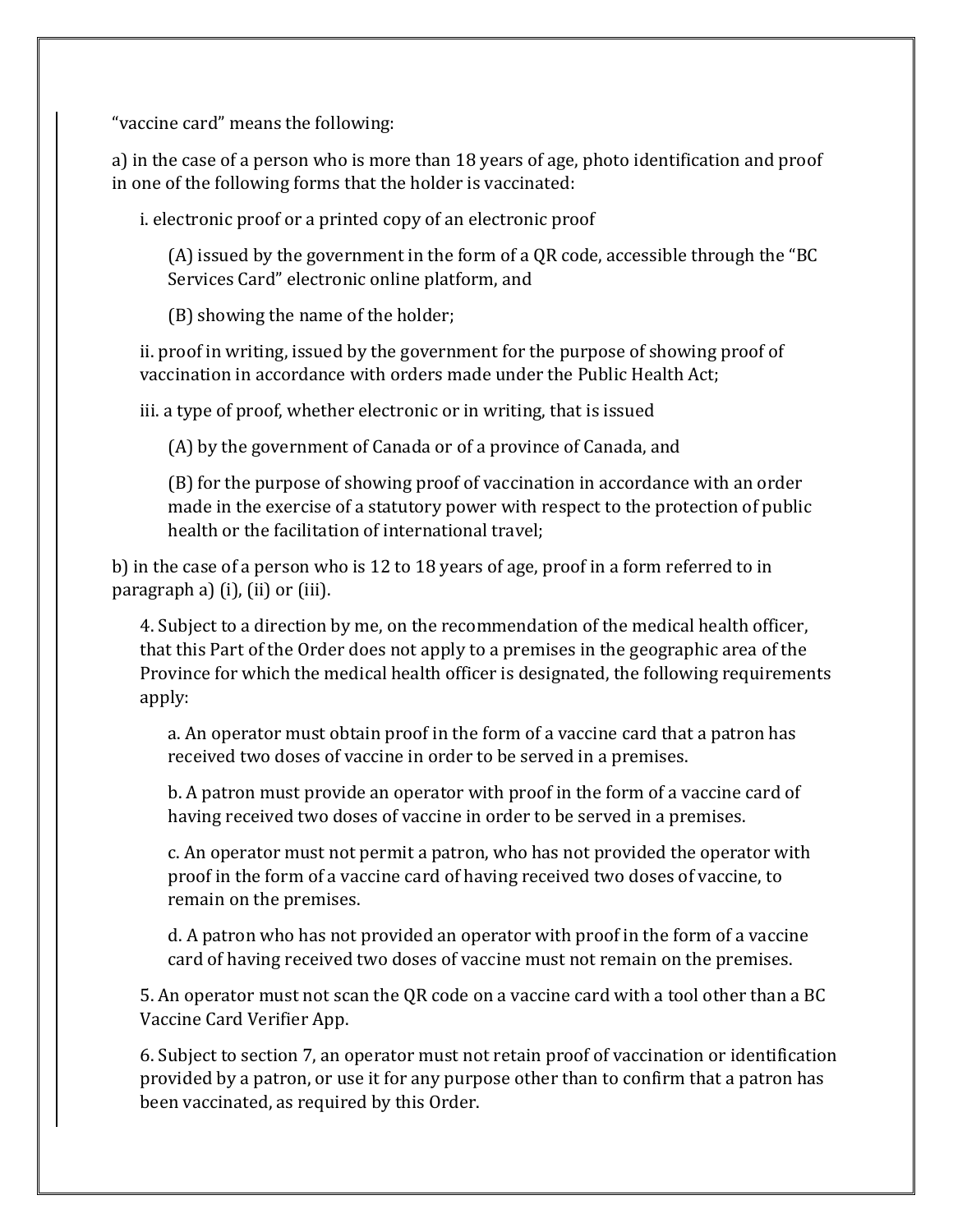"vaccine card" means the following:

a) in the case of a person who is more than 18 years of age, photo identification and proof in one of the following forms that the holder is vaccinated:

i. electronic proof or a printed copy of an electronic proof

(A) issued by the government in the form of a QR code, accessible through the "BC Services Card" electronic online platform, and

(B) showing the name of the holder;

ii. proof in writing, issued by the government for the purpose of showing proof of vaccination in accordance with orders made under the Public Health Act;

iii. a type of proof, whether electronic or in writing, that is issued

(A) by the government of Canada or of a province of Canada, and

(B) for the purpose of showing proof of vaccination in accordance with an order made in the exercise of a statutory power with respect to the protection of public health or the facilitation of international travel;

b) in the case of a person who is 12 to 18 years of age, proof in a form referred to in paragraph a) (i), (ii) or (iii).

4. Subject to a direction by me, on the recommendation of the medical health officer, that this Part of the Order does not apply to a premises in the geographic area of the Province for which the medical health officer is designated, the following requirements apply:

a. An operator must obtain proof in the form of a vaccine card that a patron has received two doses of vaccine in order to be served in a premises.

b. A patron must provide an operator with proof in the form of a vaccine card of having received two doses of vaccine in order to be served in a premises.

c. An operator must not permit a patron, who has not provided the operator with proof in the form of a vaccine card of having received two doses of vaccine, to remain on the premises.

d. A patron who has not provided an operator with proof in the form of a vaccine card of having received two doses of vaccine must not remain on the premises.

5. An operator must not scan the QR code on a vaccine card with a tool other than a BC Vaccine Card Verifier App.

6. Subject to section 7, an operator must not retain proof of vaccination or identification provided by a patron, or use it for any purpose other than to confirm that a patron has been vaccinated, as required by this Order.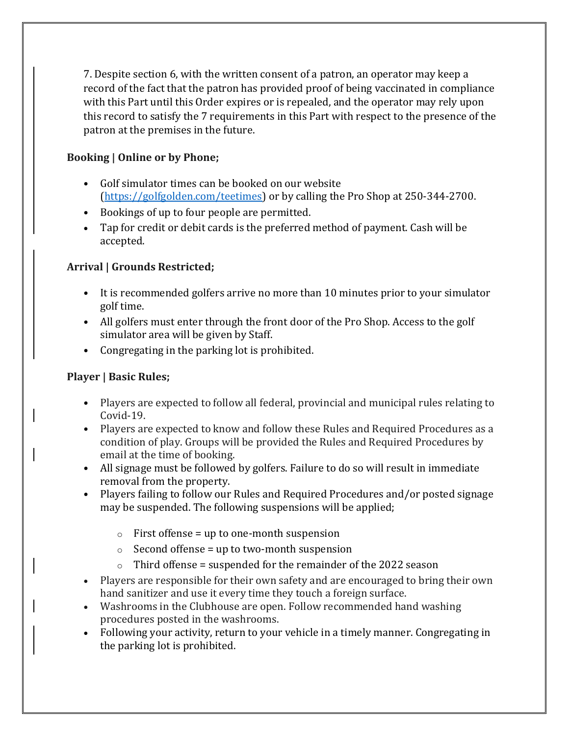7. Despite section 6, with the written consent of a patron, an operator may keep a record of the fact that the patron has provided proof of being vaccinated in compliance with this Part until this Order expires or is repealed, and the operator may rely upon this record to satisfy the 7 requirements in this Part with respect to the presence of the patron at the premises in the future.

**Booking | Online or by Phone;**

- Golf simulator times can be booked on our website (https://golfgolden.com/teetimes) or by calling the Pro Shop at 250-344-2700.
- Bookings of up to four people are permitted.
- Tap for credit or debit cards is the preferred method of payment. Cash will be accepted.

**Arrival | Grounds Restricted;**

- It is recommended golfers arrive no more than 10 minutes prior to your simulator golf time.
- All golfers must enter through the front door of the Pro Shop. Access to the golf simulator area will be given by Staff.
- Congregating in the parking lot is prohibited.

**Player | Basic Rules;**

- Players are expected to follow all federal, provincial and municipal rules relating to Covid-19.
- Players are expected to know and follow these Rules and Required Procedures as a condition of play. Groups will be provided the Rules and Required Procedures by email at the time of booking.
- All signage must be followed by golfers. Failure to do so will result in immediate removal from the property.
- Players failing to follow our Rules and Required Procedures and/or posted signage may be suspended. The following suspensions will be applied;
  - First offense = up to one-month suspension
  - Second offense = up to two-month suspension
  - Third offense = suspended for the remainder of the 2022 season
- Players are responsible for their own safety and are encouraged to bring their own hand sanitizer and use it every time they touch a foreign surface.
- Washrooms in the Clubhouse are open. Follow recommended hand washing procedures posted in the washrooms.
- Following your activity, return to your vehicle in a timely manner. Congregating in the parking lot is prohibited.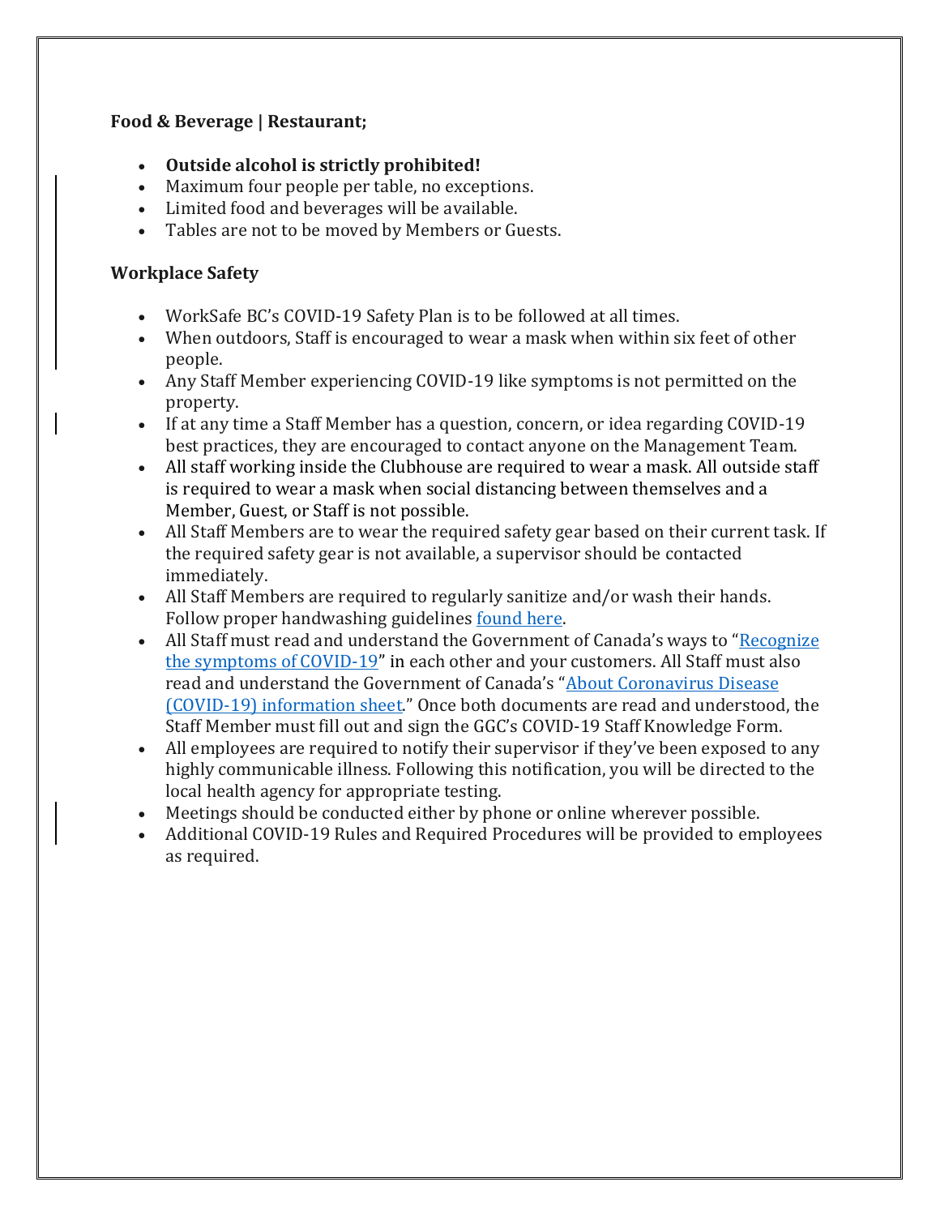**Food & Beverage | Restaurant;**

- **Outside alcohol is strictly prohibited!**
- Maximum four people per table, no exceptions.
- Limited food and beverages will be available.
- Tables are not to be moved by Members or Guests.

**Workplace Safety**

- WorkSafe BC's COVID-19 Safety Plan is to be followed at all times.
- When outdoors, Staff is encouraged to wear a mask when within six feet of other people.
- Any Staff Member experiencing COVID-19 like symptoms is not permitted on the property.
- If at any time a Staff Member has a question, concern, or idea regarding COVID-19 best practices, they are encouraged to contact anyone on the Management Team.
- All staff working inside the Clubhouse are required to wear a mask. All outside staff is required to wear a mask when social distancing between themselves and a Member, Guest, or Staff is not possible.
- All Staff Members are to wear the required safety gear based on their current task. If the required safety gear is not available, a supervisor should be contacted immediately.
- All Staff Members are required to regularly sanitize and/or wash their hands. Follow proper handwashing guidelines found here.
- All Staff must read and understand the Government of Canada's ways to "Recognize the symptoms of COVID-19" in each other and your customers. All Staff must also read and understand the Government of Canada's "About Coronavirus Disease (COVID-19) information sheet." Once both documents are read and understood, the Staff Member must fill out and sign the GGC's COVID-19 Staff Knowledge Form.
- All employees are required to notify their supervisor if they've been exposed to any highly communicable illness. Following this notification, you will be directed to the local health agency for appropriate testing.
- Meetings should be conducted either by phone or online wherever possible.
- Additional COVID-19 Rules and Required Procedures will be provided to employees as required.